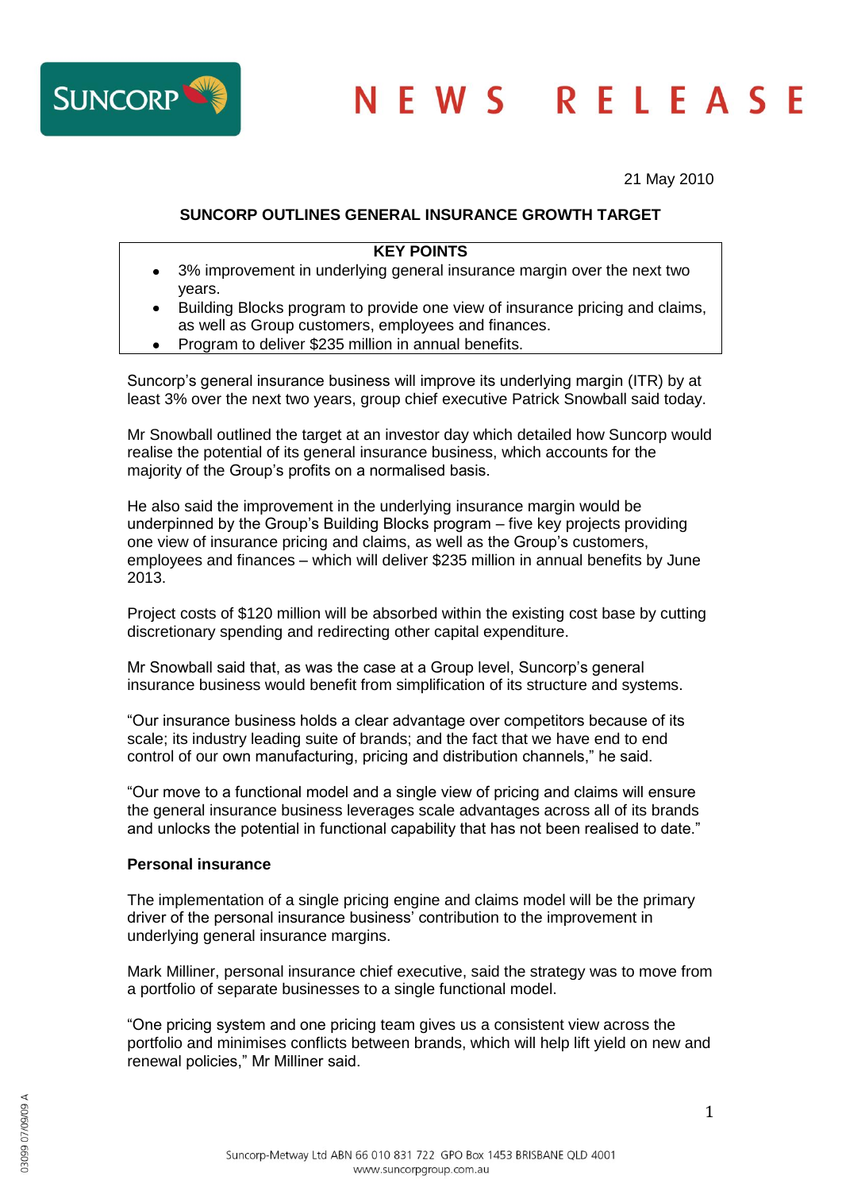# NEWS RELEASE

21 May 2010

## SUNCORP OUTLINES GENERAL INSURANCE GROWTH TARGET

**KEY POINTS**

- 3% improvement in underlying general insurance margin over the next two years.
- Building Blocks program to provide one view of insurance pricing and claims, as well as Group customers, employees and finances.
- Program to deliver $235 million in annual benefits.

Suncorp's general insurance business will improve its underlying margin (ITR) by at least 3% over the next two years, group chief executive Patrick Snowball said today.

Mr Snowball outlined the target at an investor day which detailed how Suncorp would realise the potential of its general insurance business, which accounts for the majority of the Group's profits on a normalised basis.

He also said the improvement in the underlying insurance margin would be underpinned by the Group's Building Blocks program – five key projects providing one view of insurance pricing and claims, as well as the Group's customers, employees and finances – which will deliver $235 million in annual benefits by June 2013.

Project costs of $120 million will be absorbed within the existing cost base by cutting discretionary spending and redirecting other capital expenditure.

Mr Snowball said that, as was the case at a Group level, Suncorp's general insurance business would benefit from simplification of its structure and systems.

"Our insurance business holds a clear advantage over competitors because of its scale; its industry leading suite of brands; and the fact that we have end to end control of our own manufacturing, pricing and distribution channels," he said.

"Our move to a functional model and a single view of pricing and claims will ensure the general insurance business leverages scale advantages across all of its brands and unlocks the potential in functional capability that has not been realised to date."

**Personal insurance**

The implementation of a single pricing engine and claims model will be the primary driver of the personal insurance business' contribution to the improvement in underlying general insurance margins.

Mark Milliner, personal insurance chief executive, said the strategy was to move from a portfolio of separate businesses to a single functional model.

"One pricing system and one pricing team gives us a consistent view across the portfolio and minimises conflicts between brands, which will help lift yield on new and renewal policies," Mr Milliner said.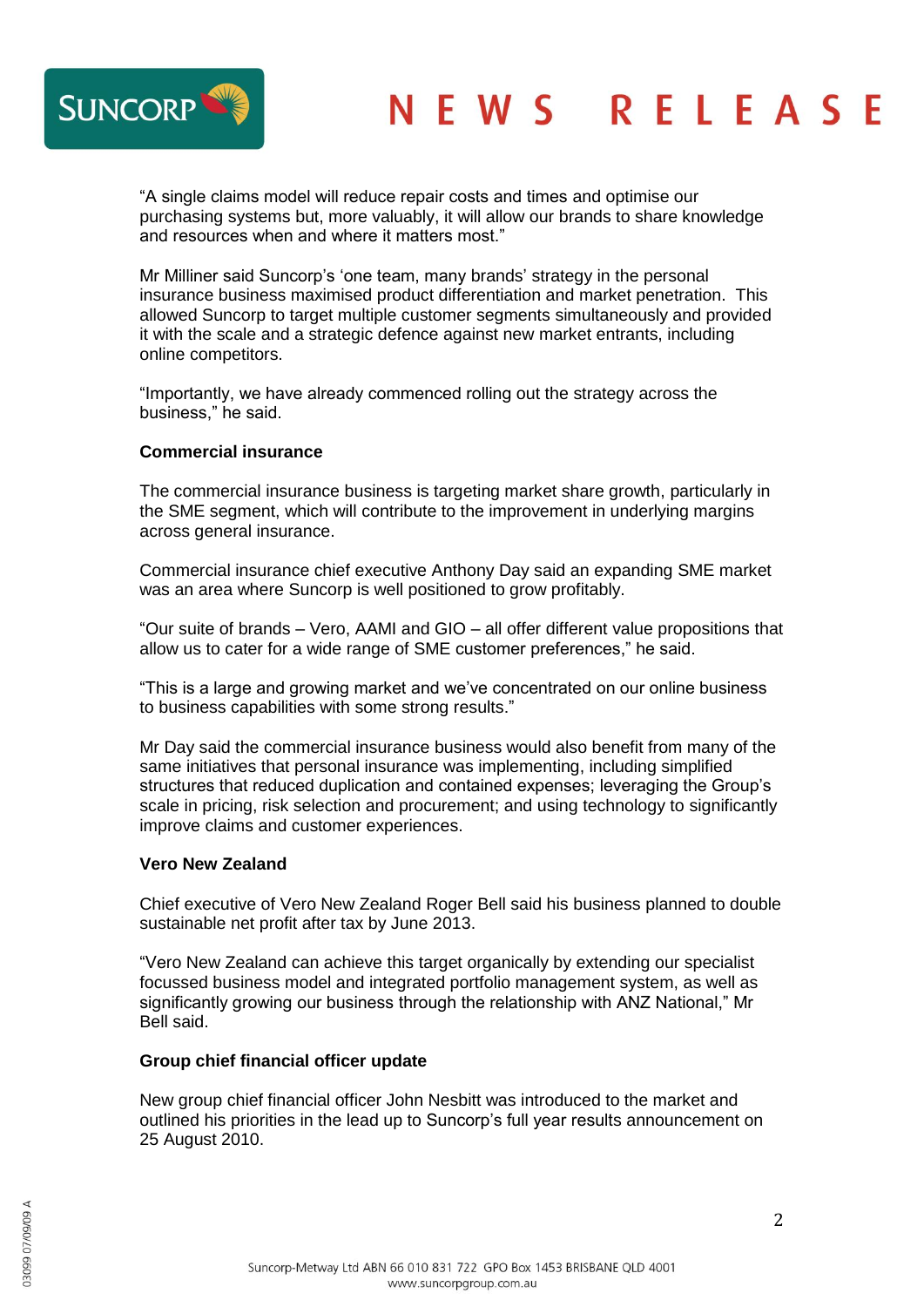"A single claims model will reduce repair costs and times and optimise our purchasing systems but, more valuably, it will allow our brands to share knowledge and resources when and where it matters most."

Mr Milliner said Suncorp's 'one team, many brands' strategy in the personal insurance business maximised product differentiation and market penetration. This allowed Suncorp to target multiple customer segments simultaneously and provided it with the scale and a strategic defence against new market entrants, including online competitors.

"Importantly, we have already commenced rolling out the strategy across the business," he said.

**Commercial insurance**

The commercial insurance business is targeting market share growth, particularly in the SME segment, which will contribute to the improvement in underlying margins across general insurance.

Commercial insurance chief executive Anthony Day said an expanding SME market was an area where Suncorp is well positioned to grow profitably.

"Our suite of brands – Vero, AAMI and GIO – all offer different value propositions that allow us to cater for a wide range of SME customer preferences," he said.

"This is a large and growing market and we've concentrated on our online business to business capabilities with some strong results."

Mr Day said the commercial insurance business would also benefit from many of the same initiatives that personal insurance was implementing, including simplified structures that reduced duplication and contained expenses; leveraging the Group's scale in pricing, risk selection and procurement; and using technology to significantly improve claims and customer experiences.

**Vero New Zealand**

Chief executive of Vero New Zealand Roger Bell said his business planned to double sustainable net profit after tax by June 2013.

"Vero New Zealand can achieve this target organically by extending our specialist focussed business model and integrated portfolio management system, as well as significantly growing our business through the relationship with ANZ National," Mr Bell said.

**Group chief financial officer update**

New group chief financial officer John Nesbitt was introduced to the market and outlined his priorities in the lead up to Suncorp's full year results announcement on 25 August 2010.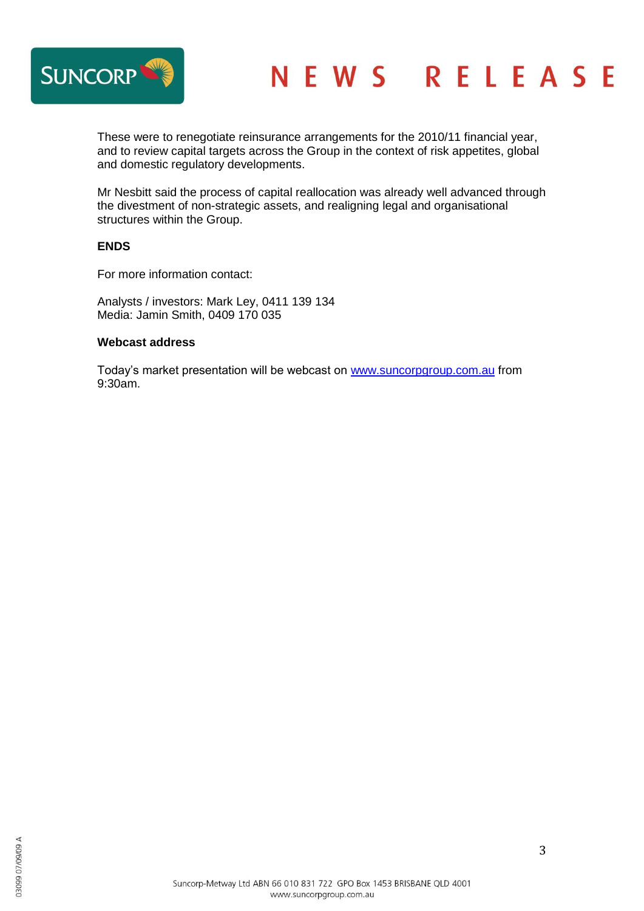These were to renegotiate reinsurance arrangements for the 2010/11 financial year, and to review capital targets across the Group in the context of risk appetites, global and domestic regulatory developments.

Mr Nesbitt said the process of capital reallocation was already well advanced through the divestment of non-strategic assets, and realigning legal and organisational structures within the Group.

**ENDS**

For more information contact:

Analysts / investors: Mark Ley, 0411 139 134
Media: Jamin Smith, 0409 170 035

**Webcast address**

Today's market presentation will be webcast on www.suncorpgroup.com.au from 9:30am.